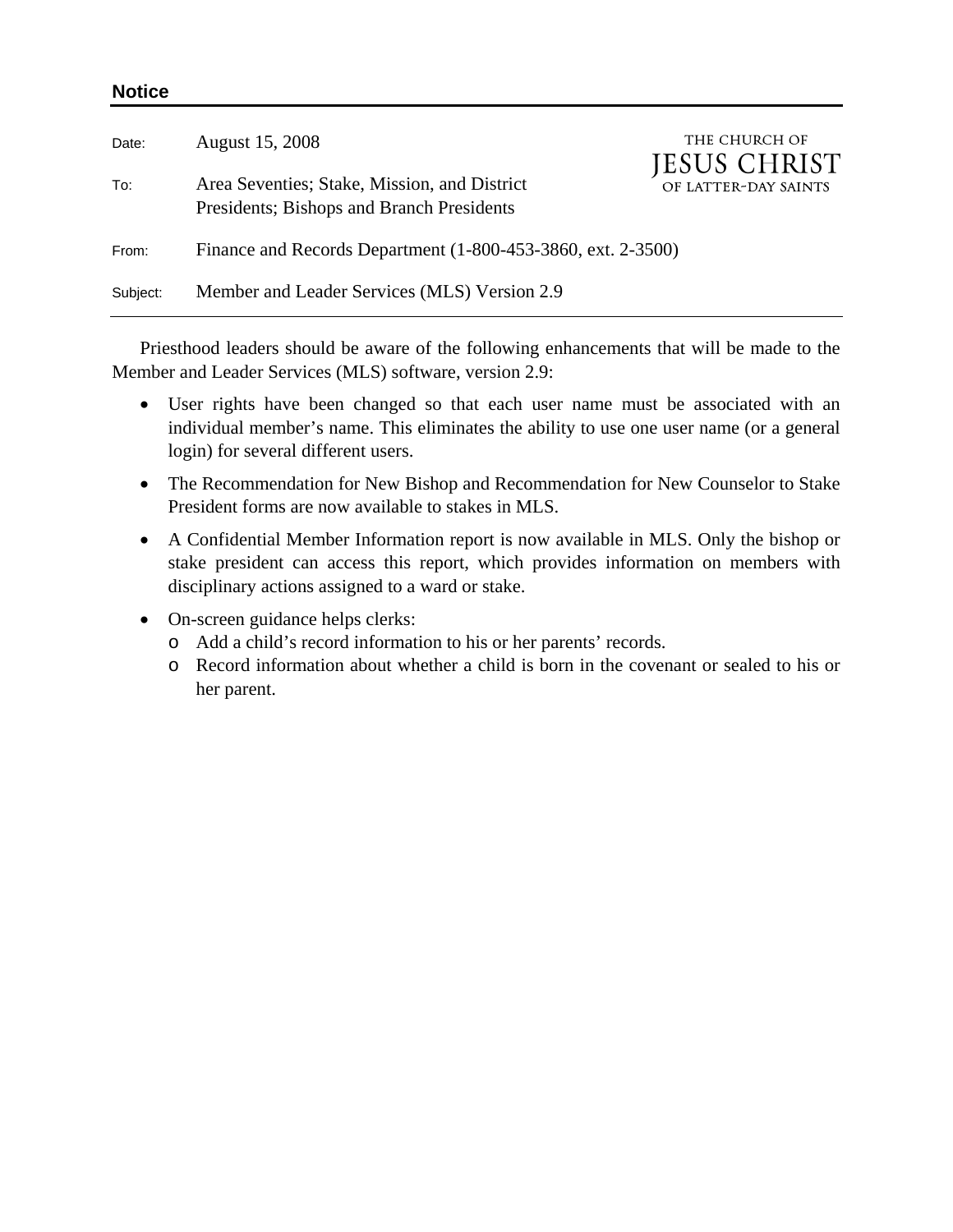**Notice**

THE CHURCH OF JESUS CHRIST OF LATTER-DAY SAINTS

Date: August 15, 2008

To: Area Seventies; Stake, Mission, and District Presidents; Bishops and Branch Presidents

From: Finance and Records Department (1-800-453-3860, ext. 2-3500)

Subject: Member and Leader Services (MLS) Version 2.9

---

Priesthood leaders should be aware of the following enhancements that will be made to the Member and Leader Services (MLS) software, version 2.9:

- User rights have been changed so that each user name must be associated with an individual member's name. This eliminates the ability to use one user name (or a general login) for several different users.
- The Recommendation for New Bishop and Recommendation for New Counselor to Stake President forms are now available to stakes in MLS.
- A Confidential Member Information report is now available in MLS. Only the bishop or stake president can access this report, which provides information on members with disciplinary actions assigned to a ward or stake.
- On-screen guidance helps clerks:
  - Add a child's record information to his or her parents' records.
  - Record information about whether a child is born in the covenant or sealed to his or her parent.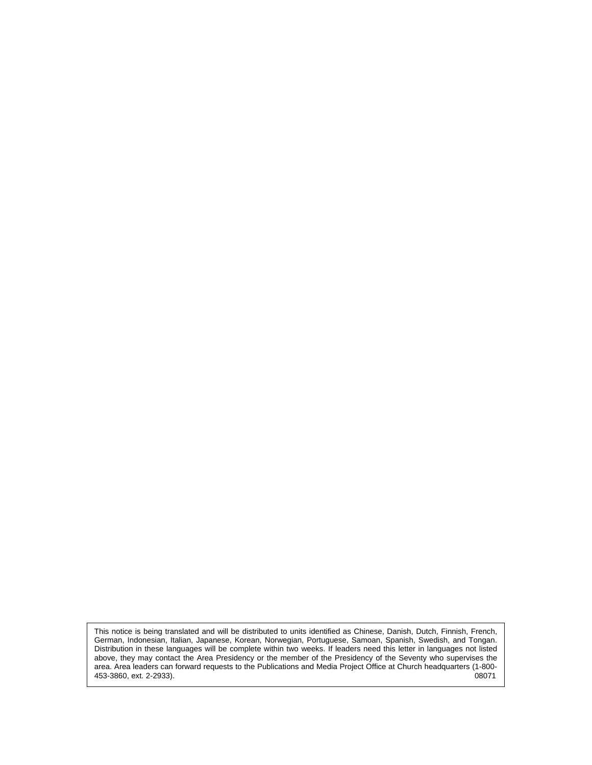This notice is being translated and will be distributed to units identified as Chinese, Danish, Dutch, Finnish, French, German, Indonesian, Italian, Japanese, Korean, Norwegian, Portuguese, Samoan, Spanish, Swedish, and Tongan. Distribution in these languages will be complete within two weeks. If leaders need this letter in languages not listed above, they may contact the Area Presidency or the member of the Presidency of the Seventy who supervises the area. Area leaders can forward requests to the Publications and Media Project Office at Church headquarters (1-800-453-3860, ext. 2-2933). 08071